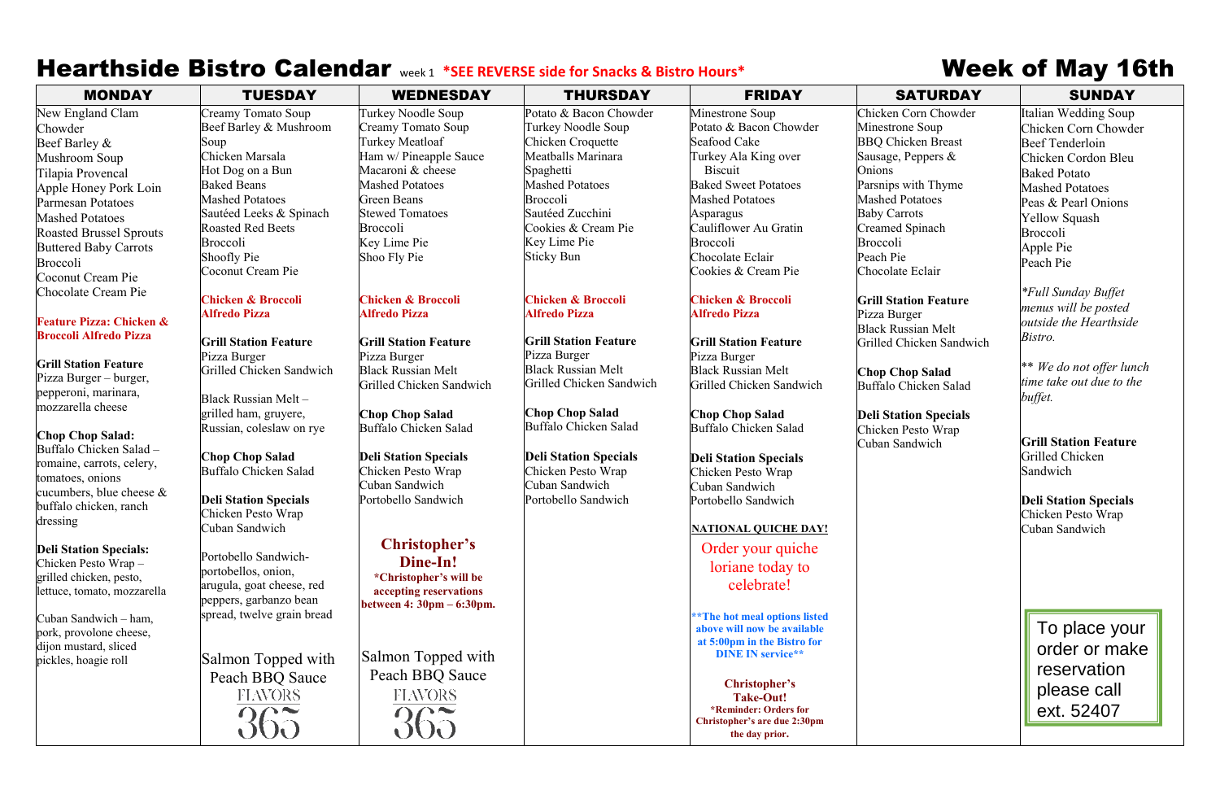# Hearthside Bistro Calendar

week 1 ***SEE REVERSE side for Snacks & Bistro Hours***

# Week of May 16th

| MONDAY | TUESDAY | WEDNESDAY | THURSDAY | FRIDAY | SATURDAY | SUNDAY |
|---|---|---|---|---|---|---|
| New England Clam Chowder<br>Beef Barley & Mushroom Soup<br>Tilapia Provencal<br>Apple Honey Pork Loin<br>Parmesan Potatoes<br>Mashed Potatoes<br>Roasted Brussel Sprouts<br>Buttered Baby Carrots<br>Broccoli<br>Coconut Cream Pie<br>Chocolate Cream Pie<br><br>**Feature Pizza: Chicken & Broccoli Alfredo Pizza**<br><br>**Grill Station Feature**<br>Pizza Burger – burger, pepperoni, marinara, mozzarella cheese<br><br>**Chop Chop Salad:**<br>Buffalo Chicken Salad – romaine, carrots, celery, tomatoes, onions cucumbers, blue cheese & buffalo chicken, ranch dressing<br><br>**Deli Station Specials:**<br>Chicken Pesto Wrap – grilled chicken, pesto, lettuce, tomato, mozzarella<br><br>Cuban Sandwich – ham, pork, provolone cheese, dijon mustard, sliced pickles, hoagie roll | Creamy Tomato Soup<br>Beef Barley & Mushroom Soup<br>Chicken Marsala<br>Hot Dog on a Bun<br>Baked Beans<br>Mashed Potatoes<br>Sautéed Leeks & Spinach<br>Roasted Red Beets<br>Broccoli<br>Shoofly Pie<br>Coconut Cream Pie<br><br>**Chicken & Broccoli Alfredo Pizza**<br><br>**Grill Station Feature**<br>Pizza Burger<br>Grilled Chicken Sandwich<br><br>Black Russian Melt – grilled ham, gruyere, Russian, coleslaw on rye<br><br>**Chop Chop Salad**<br>Buffalo Chicken Salad<br><br>**Deli Station Specials**<br>Chicken Pesto Wrap<br>Cuban Sandwich<br><br>Portobello Sandwich- portobellos, onion, arugula, goat cheese, red peppers, garbanzo bean spread, twelve grain bread<br><br>Salmon Topped with Peach BBQ Sauce<br>FLAVORS 365 | Turkey Noodle Soup<br>Creamy Tomato Soup<br>Turkey Meatloaf<br>Ham w/ Pineapple Sauce<br>Macaroni & cheese<br>Mashed Potatoes<br>Green Beans<br>Stewed Tomatoes<br>Broccoli<br>Key Lime Pie<br>Shoo Fly Pie<br><br>**Chicken & Broccoli Alfredo Pizza**<br><br>**Grill Station Feature**<br>Pizza Burger<br>Black Russian Melt<br>Grilled Chicken Sandwich<br><br>**Chop Chop Salad**<br>Buffalo Chicken Salad<br><br>**Deli Station Specials**<br>Chicken Pesto Wrap<br>Cuban Sandwich<br>Portobello Sandwich<br><br>**Christopher's Dine-In!**<br>***Christopher's will be accepting reservations between 4: 30pm – 6:30pm.**<br><br>Salmon Topped with Peach BBQ Sauce<br>FLAVORS 365 | Potato & Bacon Chowder<br>Turkey Noodle Soup<br>Chicken Croquette<br>Meatballs Marinara<br>Spaghetti<br>Mashed Potatoes<br>Broccoli<br>Sautéed Zucchini<br>Cookies & Cream Pie<br>Key Lime Pie<br>Sticky Bun<br><br>**Chicken & Broccoli Alfredo Pizza**<br><br>**Grill Station Feature**<br>Pizza Burger<br>Black Russian Melt<br>Grilled Chicken Sandwich<br><br>**Chop Chop Salad**<br>Buffalo Chicken Salad<br><br>**Deli Station Specials**<br>Chicken Pesto Wrap<br>Cuban Sandwich<br>Portobello Sandwich | Minestrone Soup<br>Potato & Bacon Chowder<br>Seafood Cake<br>Turkey Ala King over Biscuit<br>Baked Sweet Potatoes<br>Mashed Potatoes<br>Asparagus<br>Cauliflower Au Gratin<br>Broccoli<br>Chocolate Eclair<br>Cookies & Cream Pie<br><br>**Chicken & Broccoli Alfredo Pizza**<br><br>**Grill Station Feature**<br>Pizza Burger<br>Black Russian Melt<br>Grilled Chicken Sandwich<br><br>**Chop Chop Salad**<br>Buffalo Chicken Salad<br><br>**Deli Station Specials**<br>Chicken Pesto Wrap<br>Cuban Sandwich<br>Portobello Sandwich<br><br>**NATIONAL QUICHE DAY!**<br>Order your quiche loriane today to celebrate!<br><br>****The hot meal options listed above will now be available at 5:00pm in the Bistro for DINE IN service****<br><br>**Christopher's Take-Out!**<br>***Reminder: Orders for Christopher's are due 2:30pm the day prior.** | Chicken Corn Chowder<br>Minestrone Soup<br>BBQ Chicken Breast<br>Sausage, Peppers & Onions<br>Parsnips with Thyme<br>Mashed Potatoes<br>Baby Carrots<br>Creamed Spinach<br>Broccoli<br>Peach Pie<br>Chocolate Eclair<br><br>**Grill Station Feature**<br>Pizza Burger<br>Black Russian Melt<br>Grilled Chicken Sandwich<br><br>**Chop Chop Salad**<br>Buffalo Chicken Salad<br><br>**Deli Station Specials**<br>Chicken Pesto Wrap<br>Cuban Sandwich | Italian Wedding Soup<br>Chicken Corn Chowder<br>Beef Tenderloin<br>Chicken Cordon Bleu<br>Baked Potato<br>Mashed Potatoes<br>Peas & Pearl Onions<br>Yellow Squash<br>Broccoli<br>Apple Pie<br>Peach Pie<br><br>**Full Sunday Buffet menus will be posted outside the Hearthside Bistro.*<br><br>*** We do not offer lunch time take out due to the buffet.*<br><br>**Grill Station Feature**<br>Grilled Chicken Sandwich<br><br>**Deli Station Specials**<br>Chicken Pesto Wrap<br>Cuban Sandwich<br><br>To place your order or make reservation please call ext. 52407 |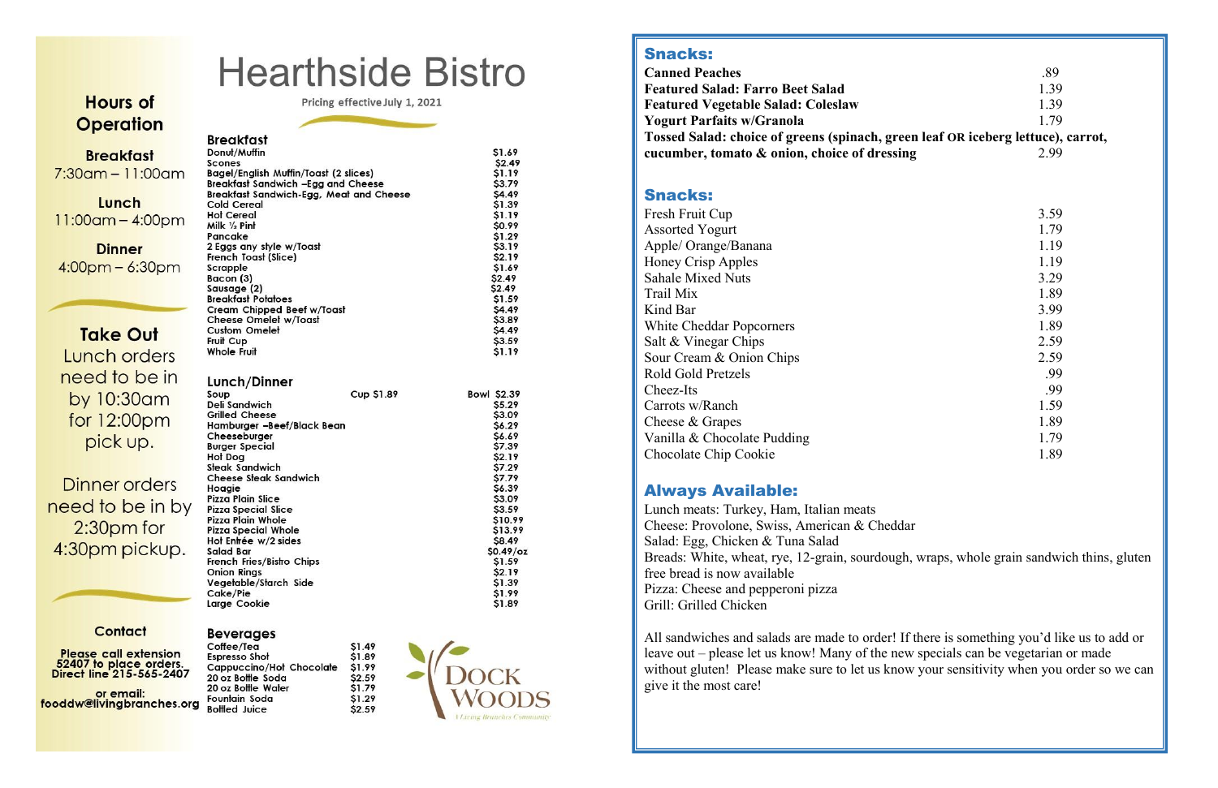## Hours of Operation

**Breakfast**
7:30am – 11:00am

**Lunch**
11:00am – 4:00pm

**Dinner**
4:00pm – 6:30pm

## Take Out

Lunch orders need to be in by 10:30am for 12:00pm pick up.

Dinner orders need to be in by 2:30pm for 4:30pm pickup.

### Contact

Please call extension 52407 to place orders. Direct line 215-565-2407

or email: fooddw@livingbranches.org

# Hearthside Bistro

Pricing effective July 1, 2021

### Breakfast

| | |
|---|---|
| Donut/Muffin | $1.69 |
| Scones | $2.49 |
| Bagel/English Muffin/Toast (2 slices) | $1.19 |
| Breakfast Sandwich –Egg and Cheese | $3.79 |
| Breakfast Sandwich-Egg, Meat and Cheese | $4.49 |
| Cold Cereal | $1.39 |
| Hot Cereal | $1.19 |
| Milk ½ Pint | $0.99 |
| Pancake | $1.29 |
| 2 Eggs any style w/Toast | $3.19 |
| French Toast (Slice) | $2.19 |
| Scrapple | $1.69 |
| Bacon (3) | $2.49 |
| Sausage (2) | $2.49 |
| Breakfast Potatoes | $1.59 |
| Cream Chipped Beef w/Toast | $4.49 |
| Cheese Omelet w/Toast | $3.89 |
| Custom Omelet | $4.49 |
| Fruit Cup | $3.59 |
| Whole Fruit | $1.19 |

### Lunch/Dinner

| | | |
|---|---|---|
| Soup | Cup $1.89 | Bowl $2.39 |
| Deli Sandwich | | $5.29 |
| Grilled Cheese | | $3.09 |
| Hamburger –Beef/Black Bean | | $6.29 |
| Cheeseburger | | $6.69 |
| Burger Special | | $7.39 |
| Hot Dog | | $2.19 |
| Steak Sandwich | | $7.29 |
| Cheese Steak Sandwich | | $7.79 |
| Hoagie | | $6.39 |
| Pizza Plain Slice | | $3.09 |
| Pizza Special Slice | | $3.59 |
| Pizza Plain Whole | | $10.99 |
| Pizza Special Whole | | $13.99 |
| Hot Entrée w/2 sides | | $8.49 |
| Salad Bar | | $0.49/oz |
| French Fries/Bistro Chips | | $1.59 |
| Onion Rings | | $2.19 |
| Vegetable/Starch Side | | $1.39 |
| Cake/Pie | | $1.99 |
| Large Cookie | | $1.89 |

### Beverages

| | |
|---|---|
| Coffee/Tea | $1.49 |
| Espresso Shot | $1.89 |
| Cappuccino/Hot Chocolate | $1.99 |
| 20 oz Bottle Soda | $2.59 |
| 20 oz Bottle Water | $1.79 |
| Fountain Soda | $1.29 |
| Bottled Juice | $2.59 |

Dock Woods
A Living Branches Community

## Snacks:

| | |
|---|---|
| **Canned Peaches** | .89 |
| **Featured Salad: Farro Beet Salad** | 1.39 |
| **Featured Vegetable Salad: Coleslaw** | 1.39 |
| **Yogurt Parfaits w/Granola** | 1.79 |
| **Tossed Salad: choice of greens (spinach, green leaf OR iceberg lettuce), carrot, cucumber, tomato & onion, choice of dressing** | 2.99 |

## Snacks:

| | |
|---|---|
| Fresh Fruit Cup | 3.59 |
| Assorted Yogurt | 1.79 |
| Apple/ Orange/Banana | 1.19 |
| Honey Crisp Apples | 1.19 |
| Sahale Mixed Nuts | 3.29 |
| Trail Mix | 1.89 |
| Kind Bar | 3.99 |
| White Cheddar Popcorners | 1.89 |
| Salt & Vinegar Chips | 2.59 |
| Sour Cream & Onion Chips | 2.59 |
| Rold Gold Pretzels | .99 |
| Cheez-Its | .99 |
| Carrots w/Ranch | 1.59 |
| Cheese & Grapes | 1.89 |
| Vanilla & Chocolate Pudding | 1.79 |
| Chocolate Chip Cookie | 1.89 |

## Always Available:

Lunch meats: Turkey, Ham, Italian meats
Cheese: Provolone, Swiss, American & Cheddar
Salad: Egg, Chicken & Tuna Salad
Breads: White, wheat, rye, 12-grain, sourdough, wraps, whole grain sandwich thins, gluten free bread is now available
Pizza: Cheese and pepperoni pizza
Grill: Grilled Chicken

All sandwiches and salads are made to order! If there is something you'd like us to add or leave out – please let us know! Many of the new specials can be vegetarian or made without gluten! Please make sure to let us know your sensitivity when you order so we can give it the most care!